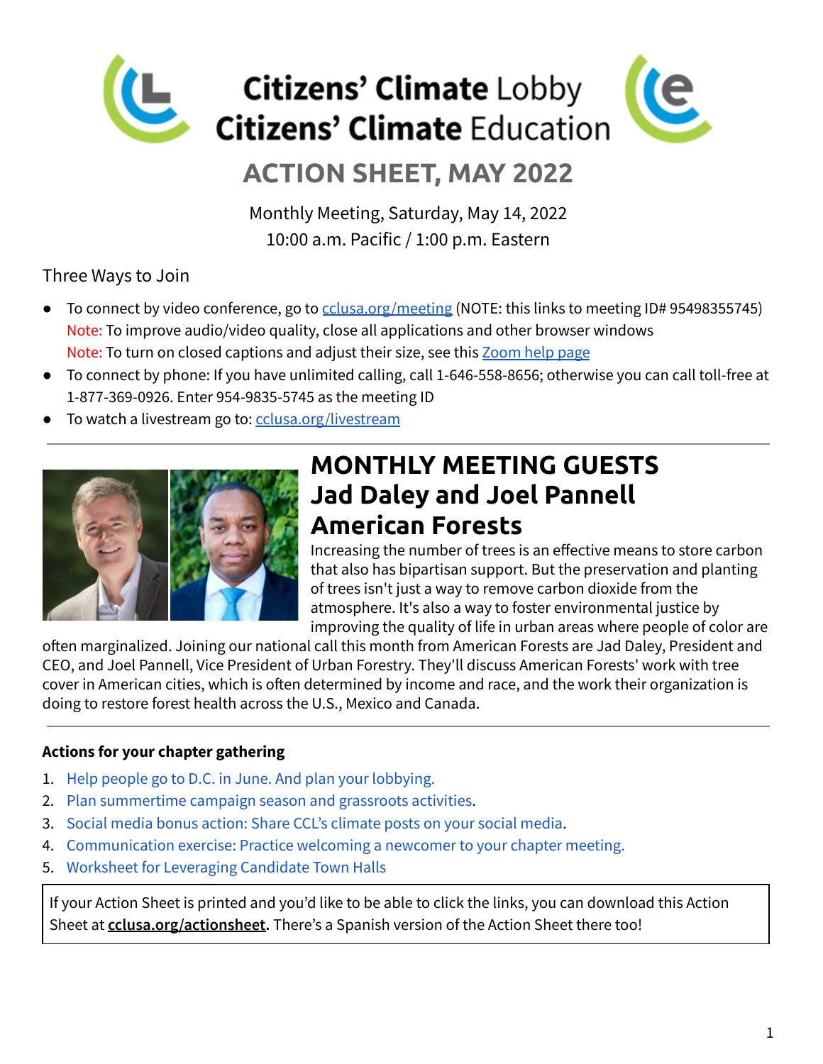# Citizens' Climate Lobby
# Citizens' Climate Education

## ACTION SHEET, MAY 2022

Monthly Meeting, Saturday, May 14, 2022
10:00 a.m. Pacific / 1:00 p.m. Eastern

Three Ways to Join

- To connect by video conference, go to cclusa.org/meeting (NOTE: this links to meeting ID# 95498355745)
  Note: To improve audio/video quality, close all applications and other browser windows
  Note: To turn on closed captions and adjust their size, see this Zoom help page
- To connect by phone: If you have unlimited calling, call 1-646-558-8656; otherwise you can call toll-free at 1-877-369-0926. Enter 954-9835-5745 as the meeting ID
- To watch a livestream go to: cclusa.org/livestream

---

## MONTHLY MEETING GUESTS
## Jad Daley and Joel Pannell
## American Forests

Increasing the number of trees is an effective means to store carbon that also has bipartisan support. But the preservation and planting of trees isn't just a way to remove carbon dioxide from the atmosphere. It's also a way to foster environmental justice by improving the quality of life in urban areas where people of color are often marginalized. Joining our national call this month from American Forests are Jad Daley, President and CEO, and Joel Pannell, Vice President of Urban Forestry. They'll discuss American Forests' work with tree cover in American cities, which is often determined by income and race, and the work their organization is doing to restore forest health across the U.S., Mexico and Canada.

---

**Actions for your chapter gathering**

1. Help people go to D.C. in June. And plan your lobbying.
2. Plan summertime campaign season and grassroots activities.
3. Social media bonus action: Share CCL's climate posts on your social media.
4. Communication exercise: Practice welcoming a newcomer to your chapter meeting.
5. Worksheet for Leveraging Candidate Town Halls

If your Action Sheet is printed and you'd like to be able to click the links, you can download this Action Sheet at **cclusa.org/actionsheet**. There's a Spanish version of the Action Sheet there too!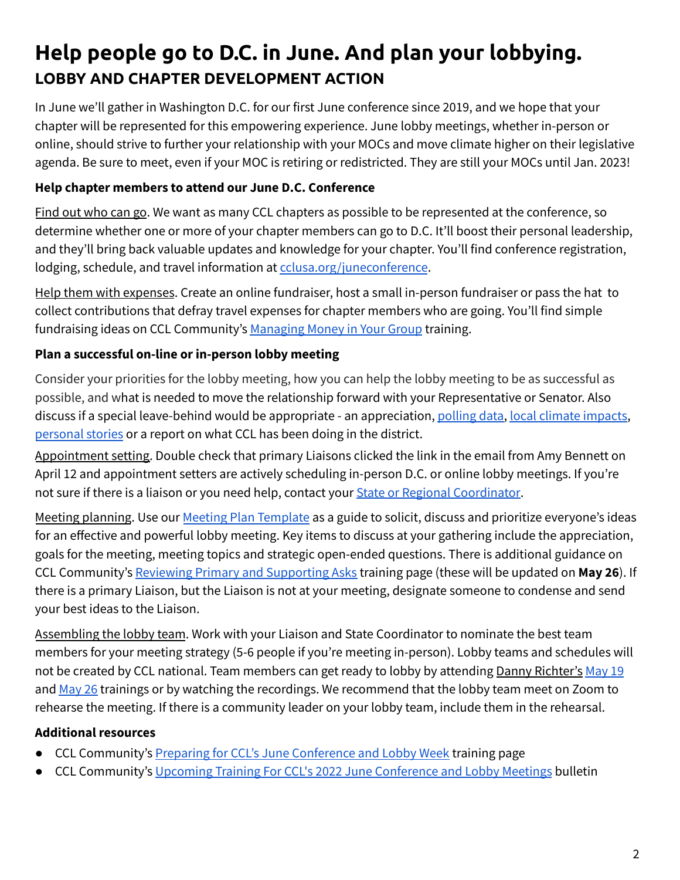# Help people go to D.C. in June. And plan your lobbying.

## LOBBY AND CHAPTER DEVELOPMENT ACTION

In June we'll gather in Washington D.C. for our first June conference since 2019, and we hope that your chapter will be represented for this empowering experience. June lobby meetings, whether in-person or online, should strive to further your relationship with your MOCs and move climate higher on their legislative agenda. Be sure to meet, even if your MOC is retiring or redistricted. They are still your MOCs until Jan. 2023!

**Help chapter members to attend our June D.C. Conference**

Find out who can go. We want as many CCL chapters as possible to be represented at the conference, so determine whether one or more of your chapter members can go to D.C. It'll boost their personal leadership, and they'll bring back valuable updates and knowledge for your chapter. You'll find conference registration, lodging, schedule, and travel information at cclusa.org/juneconference.

Help them with expenses. Create an online fundraiser, host a small in-person fundraiser or pass the hat to collect contributions that defray travel expenses for chapter members who are going. You'll find simple fundraising ideas on CCL Community's Managing Money in Your Group training.

**Plan a successful on-line or in-person lobby meeting**

Consider your priorities for the lobby meeting, how you can help the lobby meeting to be as successful as possible, and what is needed to move the relationship forward with your Representative or Senator. Also discuss if a special leave-behind would be appropriate - an appreciation, polling data, local climate impacts, personal stories or a report on what CCL has been doing in the district.

Appointment setting. Double check that primary Liaisons clicked the link in the email from Amy Bennett on April 12 and appointment setters are actively scheduling in-person D.C. or online lobby meetings. If you're not sure if there is a liaison or you need help, contact your State or Regional Coordinator.

Meeting planning. Use our Meeting Plan Template as a guide to solicit, discuss and prioritize everyone's ideas for an effective and powerful lobby meeting. Key items to discuss at your gathering include the appreciation, goals for the meeting, meeting topics and strategic open-ended questions. There is additional guidance on CCL Community's Reviewing Primary and Supporting Asks training page (these will be updated on **May 26**). If there is a primary Liaison, but the Liaison is not at your meeting, designate someone to condense and send your best ideas to the Liaison.

Assembling the lobby team. Work with your Liaison and State Coordinator to nominate the best team members for your meeting strategy (5-6 people if you're meeting in-person). Lobby teams and schedules will not be created by CCL national. Team members can get ready to lobby by attending Danny Richter's May 19 and May 26 trainings or by watching the recordings. We recommend that the lobby team meet on Zoom to rehearse the meeting. If there is a community leader on your lobby team, include them in the rehearsal.

**Additional resources**

- CCL Community's Preparing for CCL's June Conference and Lobby Week training page
- CCL Community's Upcoming Training For CCL's 2022 June Conference and Lobby Meetings bulletin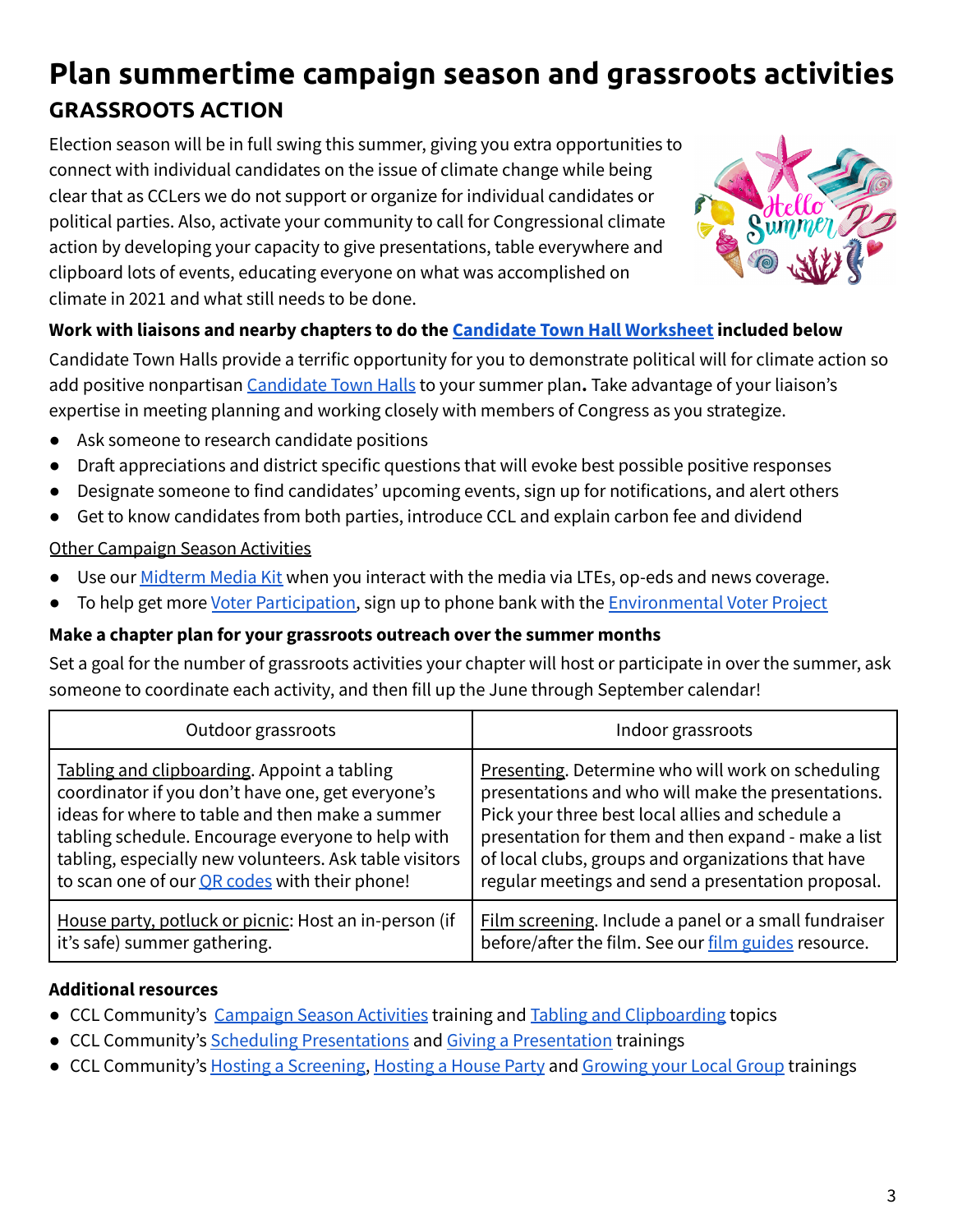# Plan summertime campaign season and grassroots activities

## GRASSROOTS ACTION

Election season will be in full swing this summer, giving you extra opportunities to connect with individual candidates on the issue of climate change while being clear that as CCLers we do not support or organize for individual candidates or political parties. Also, activate your community to call for Congressional climate action by developing your capacity to give presentations, table everywhere and clipboard lots of events, educating everyone on what was accomplished on climate in 2021 and what still needs to be done.

**Work with liaisons and nearby chapters to do the Candidate Town Hall Worksheet included below**

Candidate Town Halls provide a terrific opportunity for you to demonstrate political will for climate action so add positive nonpartisan Candidate Town Halls to your summer plan**.** Take advantage of your liaison's expertise in meeting planning and working closely with members of Congress as you strategize.

- Ask someone to research candidate positions
- Draft appreciations and district specific questions that will evoke best possible positive responses
- Designate someone to find candidates' upcoming events, sign up for notifications, and alert others
- Get to know candidates from both parties, introduce CCL and explain carbon fee and dividend

Other Campaign Season Activities

- Use our Midterm Media Kit when you interact with the media via LTEs, op-eds and news coverage.
- To help get more Voter Participation, sign up to phone bank with the Environmental Voter Project

**Make a chapter plan for your grassroots outreach over the summer months**

Set a goal for the number of grassroots activities your chapter will host or participate in over the summer, ask someone to coordinate each activity, and then fill up the June through September calendar!

| Outdoor grassroots | Indoor grassroots |
|---|---|
| Tabling and clipboarding. Appoint a tabling coordinator if you don't have one, get everyone's ideas for where to table and then make a summer tabling schedule. Encourage everyone to help with tabling, especially new volunteers. Ask table visitors to scan one of our QR codes with their phone! | Presenting. Determine who will work on scheduling presentations and who will make the presentations. Pick your three best local allies and schedule a presentation for them and then expand - make a list of local clubs, groups and organizations that have regular meetings and send a presentation proposal. |
| House party, potluck or picnic: Host an in-person (if it's safe) summer gathering. | Film screening. Include a panel or a small fundraiser before/after the film. See our film guides resource. |

**Additional resources**

- CCL Community's Campaign Season Activities training and Tabling and Clipboarding topics
- CCL Community's Scheduling Presentations and Giving a Presentation trainings
- CCL Community's Hosting a Screening, Hosting a House Party and Growing your Local Group trainings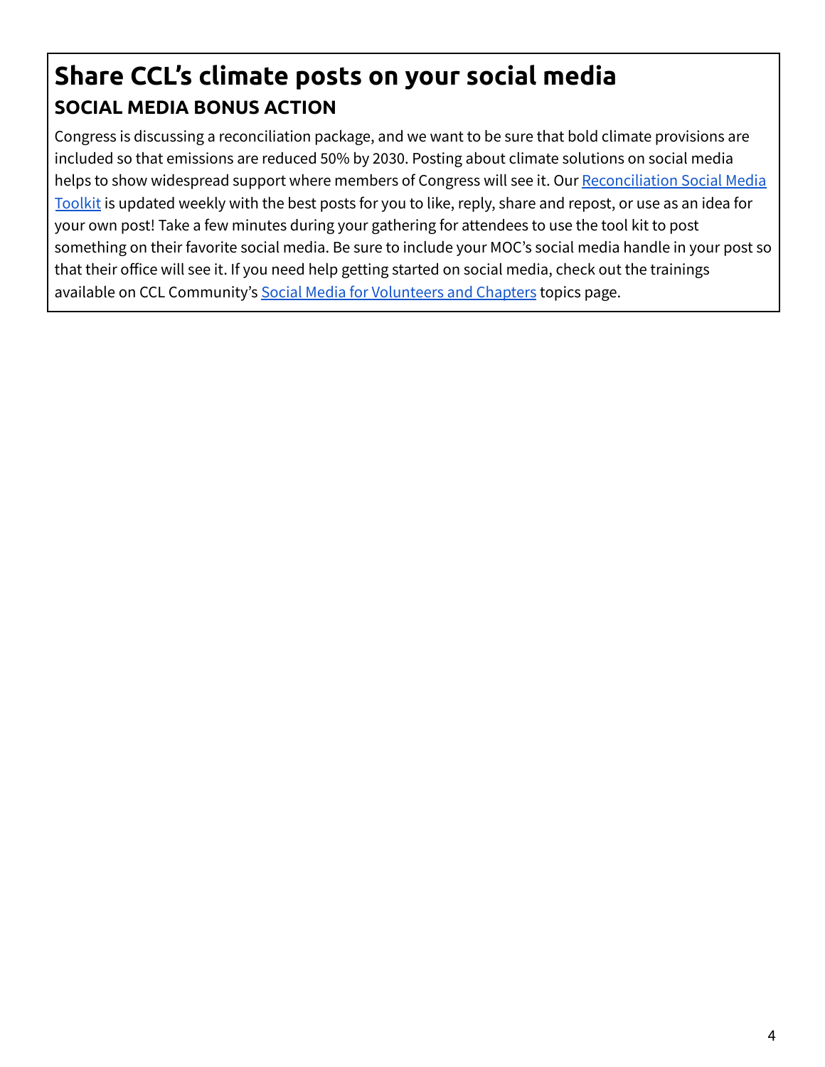# Share CCL's climate posts on your social media

## SOCIAL MEDIA BONUS ACTION

Congress is discussing a reconciliation package, and we want to be sure that bold climate provisions are included so that emissions are reduced 50% by 2030. Posting about climate solutions on social media helps to show widespread support where members of Congress will see it. Our Reconciliation Social Media Toolkit is updated weekly with the best posts for you to like, reply, share and repost, or use as an idea for your own post! Take a few minutes during your gathering for attendees to use the tool kit to post something on their favorite social media. Be sure to include your MOC's social media handle in your post so that their office will see it. If you need help getting started on social media, check out the trainings available on CCL Community's Social Media for Volunteers and Chapters topics page.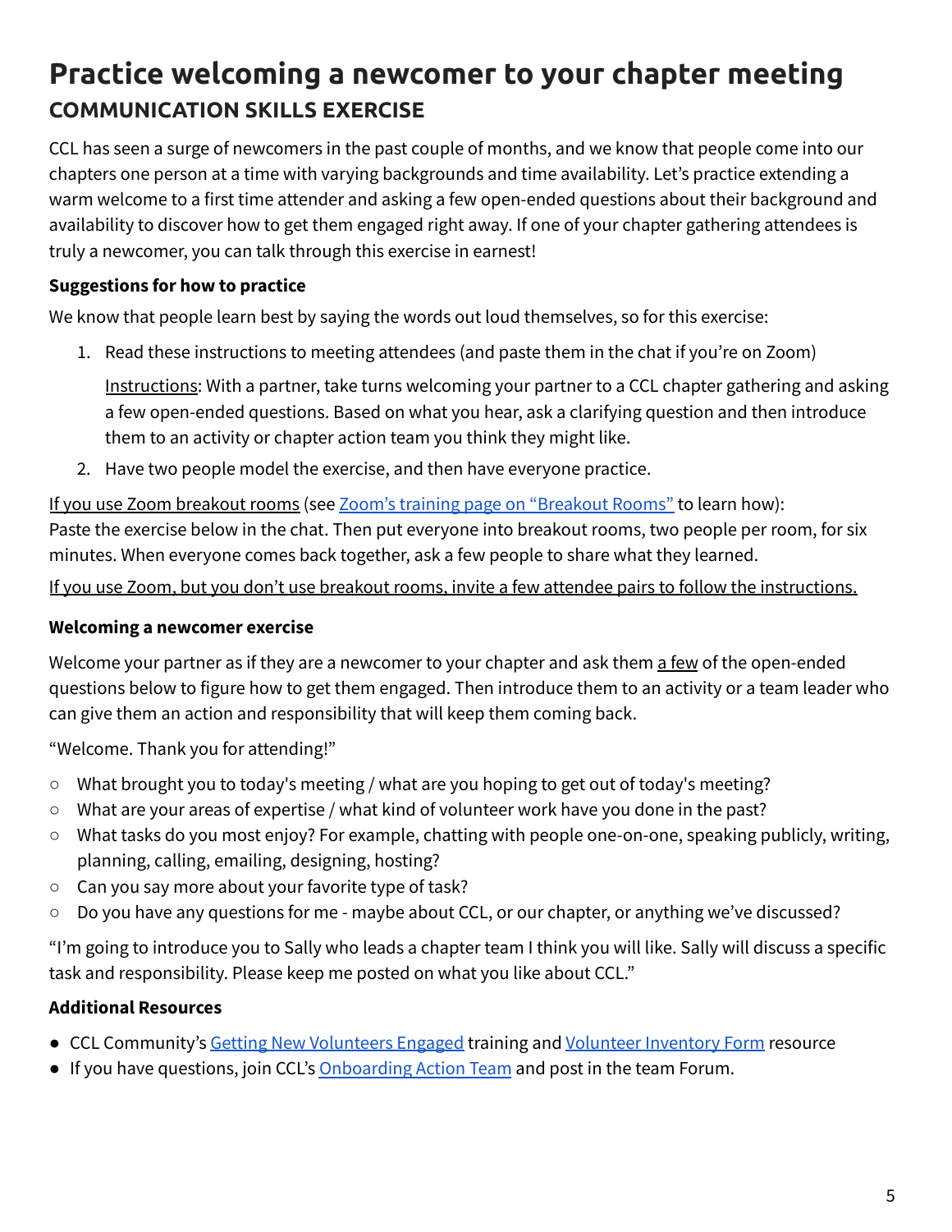# Practice welcoming a newcomer to your chapter meeting

## COMMUNICATION SKILLS EXERCISE

CCL has seen a surge of newcomers in the past couple of months, and we know that people come into our chapters one person at a time with varying backgrounds and time availability. Let's practice extending a warm welcome to a first time attender and asking a few open-ended questions about their background and availability to discover how to get them engaged right away. If one of your chapter gathering attendees is truly a newcomer, you can talk through this exercise in earnest!

### Suggestions for how to practice

We know that people learn best by saying the words out loud themselves, so for this exercise:

1. Read these instructions to meeting attendees (and paste them in the chat if you're on Zoom)

   Instructions: With a partner, take turns welcoming your partner to a CCL chapter gathering and asking a few open-ended questions. Based on what you hear, ask a clarifying question and then introduce them to an activity or chapter action team you think they might like.

2. Have two people model the exercise, and then have everyone practice.

If you use Zoom breakout rooms (see Zoom's training page on "Breakout Rooms" to learn how): Paste the exercise below in the chat. Then put everyone into breakout rooms, two people per room, for six minutes. When everyone comes back together, ask a few people to share what they learned.

If you use Zoom, but you don't use breakout rooms, invite a few attendee pairs to follow the instructions.

### Welcoming a newcomer exercise

Welcome your partner as if they are a newcomer to your chapter and ask them a few of the open-ended questions below to figure how to get them engaged. Then introduce them to an activity or a team leader who can give them an action and responsibility that will keep them coming back.

"Welcome. Thank you for attending!"

- What brought you to today's meeting / what are you hoping to get out of today's meeting?
- What are your areas of expertise / what kind of volunteer work have you done in the past?
- What tasks do you most enjoy? For example, chatting with people one-on-one, speaking publicly, writing, planning, calling, emailing, designing, hosting?
- Can you say more about your favorite type of task?
- Do you have any questions for me - maybe about CCL, or our chapter, or anything we've discussed?

"I'm going to introduce you to Sally who leads a chapter team I think you will like. Sally will discuss a specific task and responsibility. Please keep me posted on what you like about CCL."

### Additional Resources

- CCL Community's Getting New Volunteers Engaged training and Volunteer Inventory Form resource
- If you have questions, join CCL's Onboarding Action Team and post in the team Forum.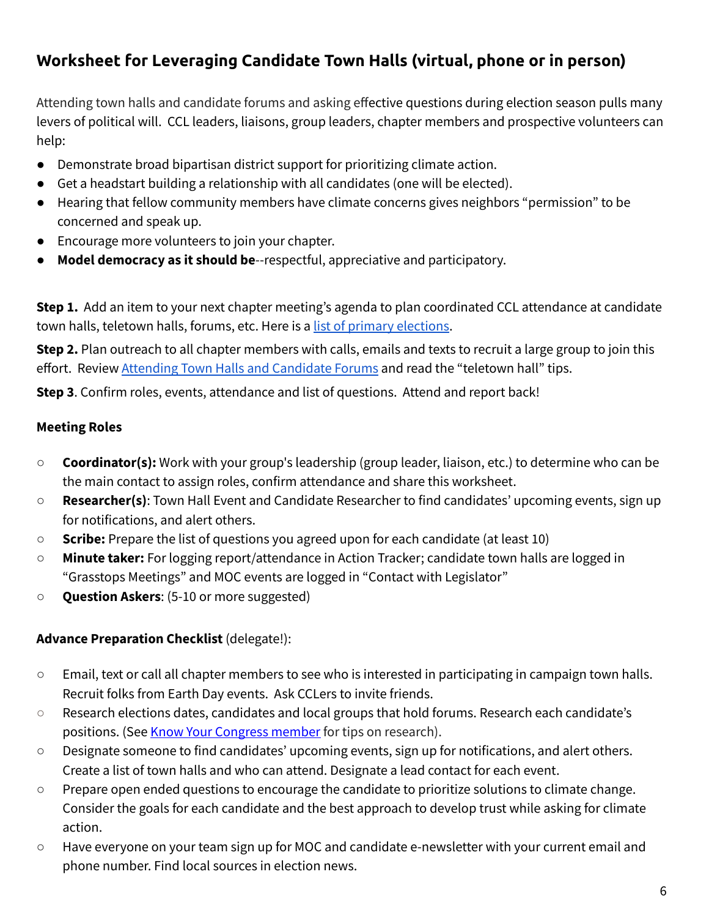## Worksheet for Leveraging Candidate Town Halls (virtual, phone or in person)

Attending town halls and candidate forums and asking effective questions during election season pulls many levers of political will. CCL leaders, liaisons, group leaders, chapter members and prospective volunteers can help:

- Demonstrate broad bipartisan district support for prioritizing climate action.
- Get a headstart building a relationship with all candidates (one will be elected).
- Hearing that fellow community members have climate concerns gives neighbors "permission" to be concerned and speak up.
- Encourage more volunteers to join your chapter.
- **Model democracy as it should be**--respectful, appreciative and participatory.

**Step 1.** Add an item to your next chapter meeting's agenda to plan coordinated CCL attendance at candidate town halls, teletown halls, forums, etc. Here is a list of primary elections.

**Step 2.** Plan outreach to all chapter members with calls, emails and texts to recruit a large group to join this effort. Review Attending Town Halls and Candidate Forums and read the "teletown hall" tips.

**Step 3**. Confirm roles, events, attendance and list of questions. Attend and report back!

**Meeting Roles**

- **Coordinator(s):** Work with your group's leadership (group leader, liaison, etc.) to determine who can be the main contact to assign roles, confirm attendance and share this worksheet.
- **Researcher(s)**: Town Hall Event and Candidate Researcher to find candidates' upcoming events, sign up for notifications, and alert others.
- **Scribe:** Prepare the list of questions you agreed upon for each candidate (at least 10)
- **Minute taker:** For logging report/attendance in Action Tracker; candidate town halls are logged in "Grasstops Meetings" and MOC events are logged in "Contact with Legislator"
- **Question Askers**: (5-10 or more suggested)

**Advance Preparation Checklist** (delegate!):

- Email, text or call all chapter members to see who is interested in participating in campaign town halls. Recruit folks from Earth Day events. Ask CCLers to invite friends.
- Research elections dates, candidates and local groups that hold forums. Research each candidate's positions. (See Know Your Congress member for tips on research).
- Designate someone to find candidates' upcoming events, sign up for notifications, and alert others. Create a list of town halls and who can attend. Designate a lead contact for each event.
- Prepare open ended questions to encourage the candidate to prioritize solutions to climate change. Consider the goals for each candidate and the best approach to develop trust while asking for climate action.
- Have everyone on your team sign up for MOC and candidate e-newsletter with your current email and phone number. Find local sources in election news.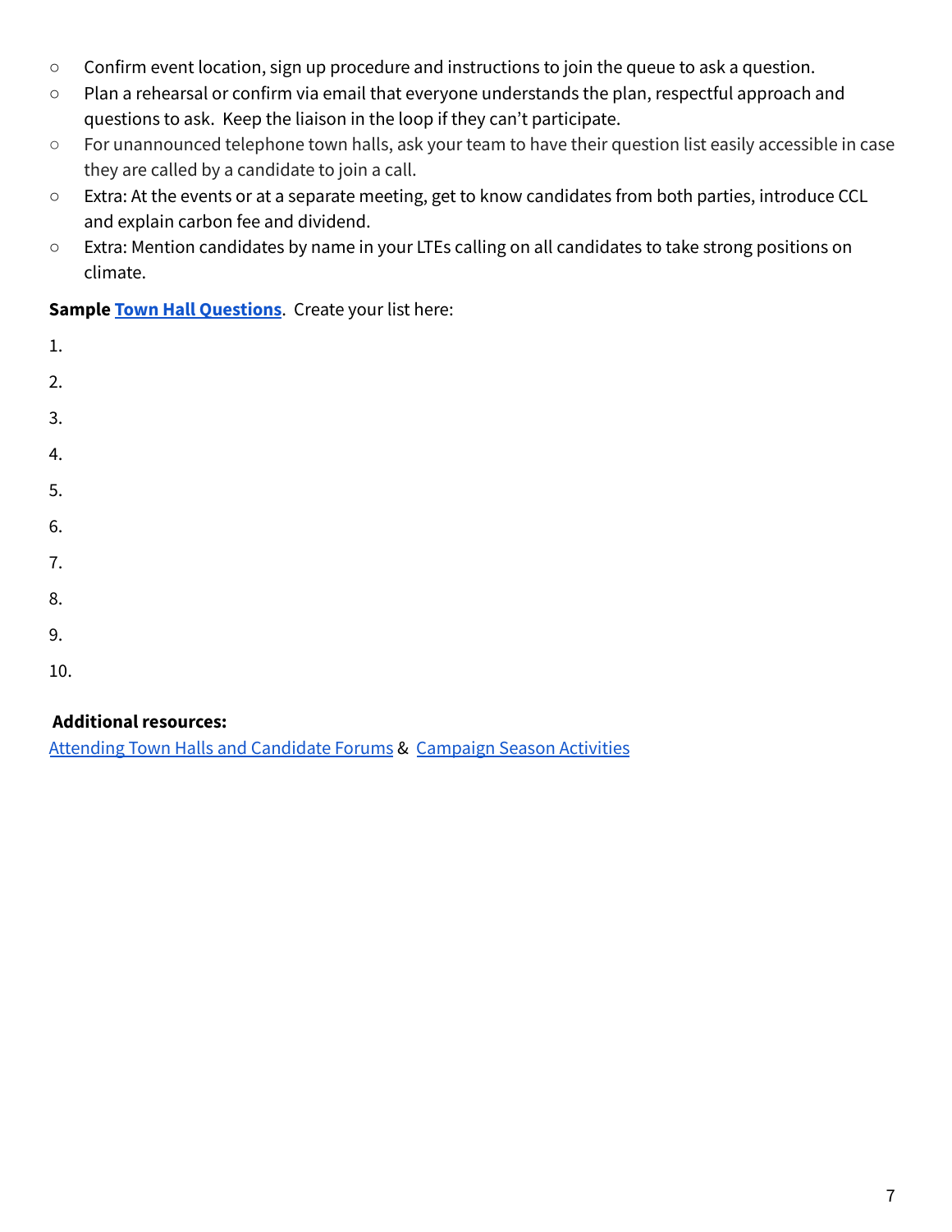- Confirm event location, sign up procedure and instructions to join the queue to ask a question.
- Plan a rehearsal or confirm via email that everyone understands the plan, respectful approach and questions to ask. Keep the liaison in the loop if they can't participate.
- For unannounced telephone town halls, ask your team to have their question list easily accessible in case they are called by a candidate to join a call.
- Extra: At the events or at a separate meeting, get to know candidates from both parties, introduce CCL and explain carbon fee and dividend.
- Extra: Mention candidates by name in your LTEs calling on all candidates to take strong positions on climate.

**Sample Town Hall Questions**. Create your list here:

1.

2.

3.

4.

5.

6.

7.

8.

9.

10.

**Additional resources:**

Attending Town Halls and Candidate Forums & Campaign Season Activities